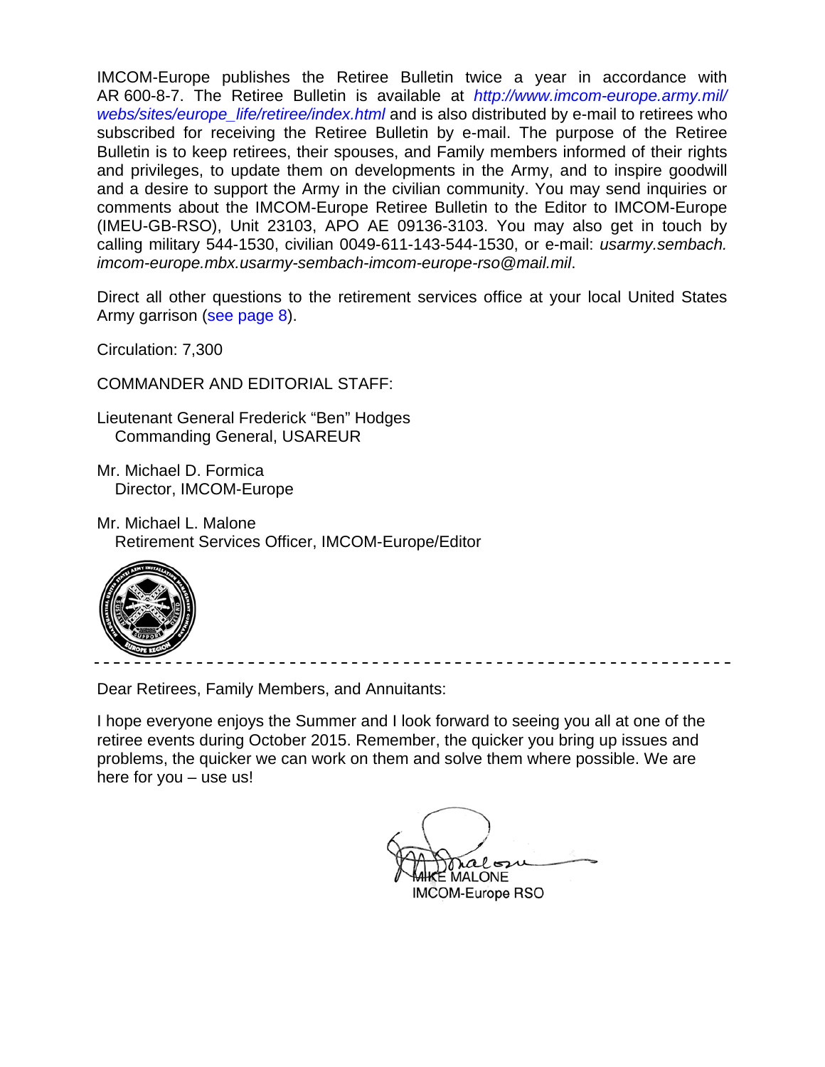IMCOM-Europe publishes the Retiree Bulletin twice a year in accordance with AR 600-8-7. The Retiree Bulletin is available at *http://www.imcom-europe.army.mil/webs/sites/europe_life/retiree/index.html* and is also distributed by e-mail to retirees who subscribed for receiving the Retiree Bulletin by e-mail. The purpose of the Retiree Bulletin is to keep retirees, their spouses, and Family members informed of their rights and privileges, to update them on developments in the Army, and to inspire goodwill and a desire to support the Army in the civilian community. You may send inquiries or comments about the IMCOM-Europe Retiree Bulletin to the Editor to IMCOM-Europe (IMEU-GB-RSO), Unit 23103, APO AE 09136-3103. You may also get in touch by calling military 544-1530, civilian 0049-611-143-544-1530, or e-mail: *usarmy.sembach.imcom-europe.mbx.usarmy-sembach-imcom-europe-rso@mail.mil*.

Direct all other questions to the retirement services office at your local United States Army garrison (see page 8).

Circulation: 7,300

COMMANDER AND EDITORIAL STAFF:

Lieutenant General Frederick "Ben" Hodges
Commanding General, USAREUR

Mr. Michael D. Formica
Director, IMCOM-Europe

Mr. Michael L. Malone
Retirement Services Officer, IMCOM-Europe/Editor

---

Dear Retirees, Family Members, and Annuitants:

I hope everyone enjoys the Summer and I look forward to seeing you all at one of the retiree events during October 2015. Remember, the quicker you bring up issues and problems, the quicker we can work on them and solve them where possible. We are here for you – use us!

MIKE MALONE
IMCOM-Europe RSO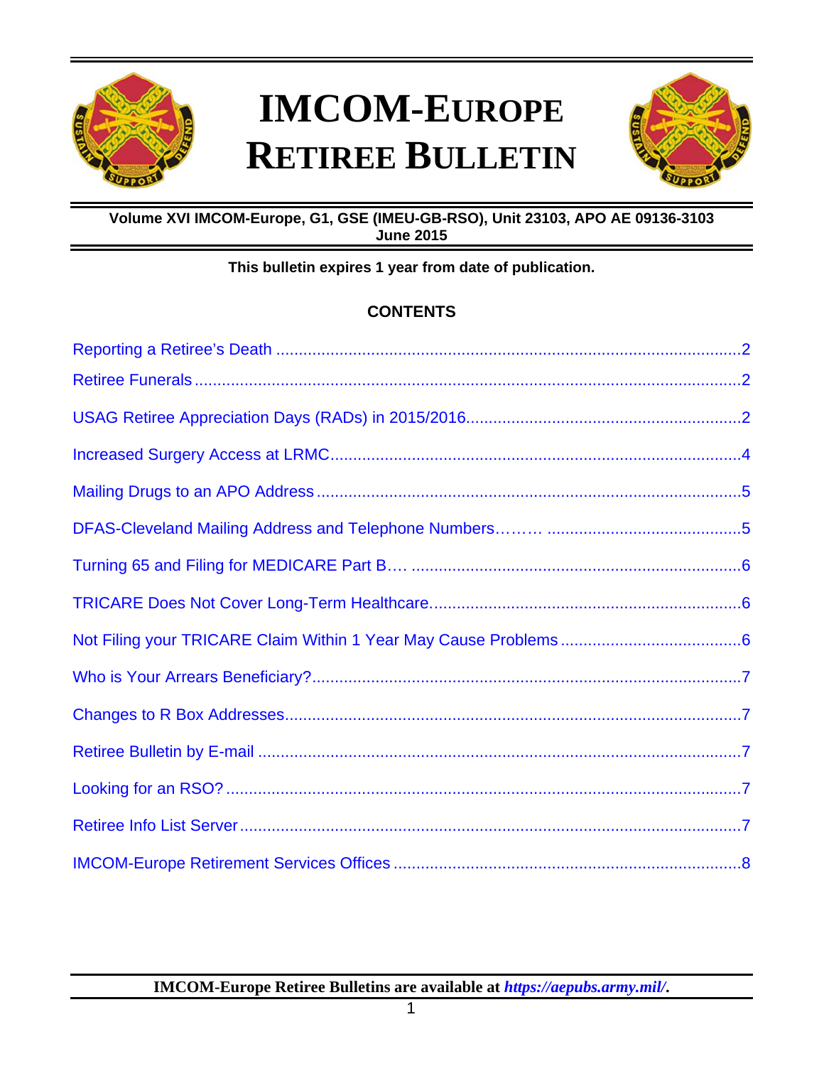# IMCOM-EUROPE RETIREE BULLETIN

**Volume XVI IMCOM-Europe, G1, GSE (IMEU-GB-RSO), Unit 23103, APO AE 09136-3103**
**June 2015**

**This bulletin expires 1 year from date of publication.**

## CONTENTS

- Reporting a Retiree's Death ....................................................................................................2
- Retiree Funerals ....................................................................................................................2
- USAG Retiree Appreciation Days (RADs) in 2015/2016...........................................................2
- Increased Surgery Access at LRMC..........................................................................................4
- Mailing Drugs to an APO Address ...........................................................................................5
- DFAS-Cleveland Mailing Address and Telephone Numbers……… ..........................................5
- Turning 65 and Filing for MEDICARE Part B…. .......................................................................6
- TRICARE Does Not Cover Long-Term Healthcare.....................................................................6
- Not Filing your TRICARE Claim Within 1 Year May Cause Problems .......................................6
- Who is Your Arrears Beneficiary?..............................................................................................7
- Changes to R Box Addresses....................................................................................................7
- Retiree Bulletin by E-mail ........................................................................................................7
- Looking for an RSO? ................................................................................................................7
- Retiree Info List Server.............................................................................................................7
- IMCOM-Europe Retirement Services Offices ...........................................................................8

**IMCOM-Europe Retiree Bulletins are available at *https://aepubs.army.mil/*.**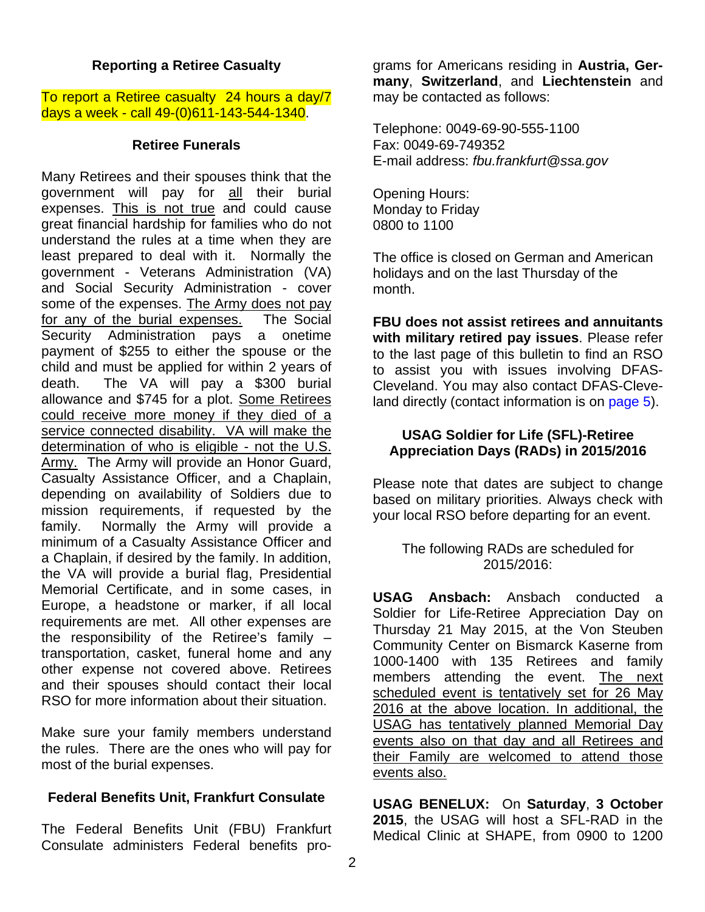### Reporting a Retiree Casualty

To report a Retiree casualty 24 hours a day/7 days a week - call 49-(0)611-143-544-1340.

### Retiree Funerals

Many Retirees and their spouses think that the government will pay for all their burial expenses. This is not true and could cause great financial hardship for families who do not understand the rules at a time when they are least prepared to deal with it. Normally the government - Veterans Administration (VA) and Social Security Administration - cover some of the expenses. The Army does not pay for any of the burial expenses. The Social Security Administration pays a onetime payment of $255 to either the spouse or the child and must be applied for within 2 years of death. The VA will pay a $300 burial allowance and $745 for a plot. Some Retirees could receive more money if they died of a service connected disability. VA will make the determination of who is eligible - not the U.S. Army. The Army will provide an Honor Guard, Casualty Assistance Officer, and a Chaplain, depending on availability of Soldiers due to mission requirements, if requested by the family. Normally the Army will provide a minimum of a Casualty Assistance Officer and a Chaplain, if desired by the family. In addition, the VA will provide a burial flag, Presidential Memorial Certificate, and in some cases, in Europe, a headstone or marker, if all local requirements are met. All other expenses are the responsibility of the Retiree's family – transportation, casket, funeral home and any other expense not covered above. Retirees and their spouses should contact their local RSO for more information about their situation.

Make sure your family members understand the rules. There are the ones who will pay for most of the burial expenses.

### Federal Benefits Unit, Frankfurt Consulate

The Federal Benefits Unit (FBU) Frankfurt Consulate administers Federal benefits programs for Americans residing in **Austria, Germany**, **Switzerland**, and **Liechtenstein** and may be contacted as follows:

Telephone: 0049-69-90-555-1100
Fax: 0049-69-749352
E-mail address: *fbu.frankfurt@ssa.gov*

Opening Hours:
Monday to Friday
0800 to 1100

The office is closed on German and American holidays and on the last Thursday of the month.

**FBU does not assist retirees and annuitants with military retired pay issues**. Please refer to the last page of this bulletin to find an RSO to assist you with issues involving DFAS-Cleveland. You may also contact DFAS-Cleveland directly (contact information is on page 5).

### USAG Soldier for Life (SFL)-Retiree Appreciation Days (RADs) in 2015/2016

Please note that dates are subject to change based on military priorities. Always check with your local RSO before departing for an event.

The following RADs are scheduled for 2015/2016:

**USAG Ansbach:** Ansbach conducted a Soldier for Life-Retiree Appreciation Day on Thursday 21 May 2015, at the Von Steuben Community Center on Bismarck Kaserne from 1000-1400 with 135 Retirees and family members attending the event. The next scheduled event is tentatively set for 26 May 2016 at the above location. In additional, the USAG has tentatively planned Memorial Day events also on that day and all Retirees and their Family are welcomed to attend those events also.

**USAG BENELUX:** On **Saturday**, **3 October 2015**, the USAG will host a SFL-RAD in the Medical Clinic at SHAPE, from 0900 to 1200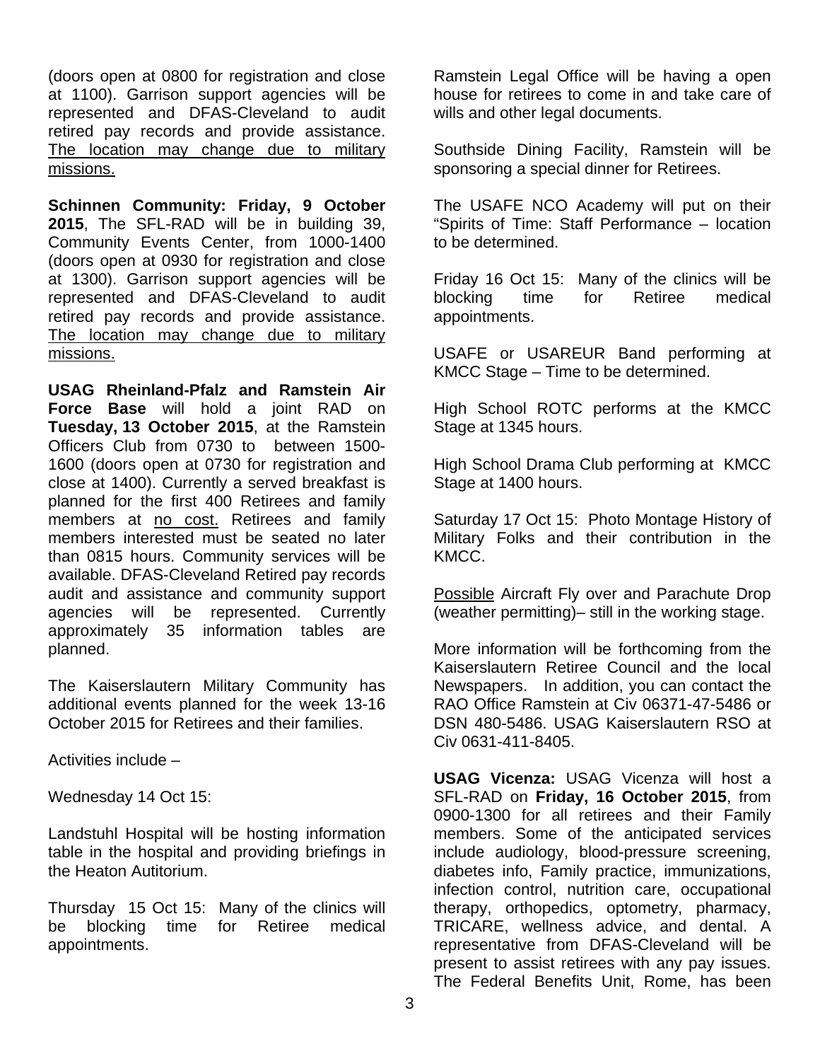(doors open at 0800 for registration and close at 1100). Garrison support agencies will be represented and DFAS-Cleveland to audit retired pay records and provide assistance. <u>The location may change due to military missions.</u>

**Schinnen Community: Friday, 9 October 2015**, The SFL-RAD will be in building 39, Community Events Center, from 1000-1400 (doors open at 0930 for registration and close at 1300). Garrison support agencies will be represented and DFAS-Cleveland to audit retired pay records and provide assistance. <u>The location may change due to military missions.</u>

**USAG Rheinland-Pfalz and Ramstein Air Force Base** will hold a joint RAD on **Tuesday, 13 October 2015**, at the Ramstein Officers Club from 0730 to between 1500-1600 (doors open at 0730 for registration and close at 1400). Currently a served breakfast is planned for the first 400 Retirees and family members at <u>no cost.</u> Retirees and family members interested must be seated no later than 0815 hours. Community services will be available. DFAS-Cleveland Retired pay records audit and assistance and community support agencies will be represented. Currently approximately 35 information tables are planned.

The Kaiserslautern Military Community has additional events planned for the week 13-16 October 2015 for Retirees and their families.

Activities include –

Wednesday 14 Oct 15:

Landstuhl Hospital will be hosting information table in the hospital and providing briefings in the Heaton Autitorium.

Thursday 15 Oct 15: Many of the clinics will be blocking time for Retiree medical appointments.

Ramstein Legal Office will be having a open house for retirees to come in and take care of wills and other legal documents.

Southside Dining Facility, Ramstein will be sponsoring a special dinner for Retirees.

The USAFE NCO Academy will put on their "Spirits of Time: Staff Performance – location to be determined.

Friday 16 Oct 15: Many of the clinics will be blocking time for Retiree medical appointments.

USAFE or USAREUR Band performing at KMCC Stage – Time to be determined.

High School ROTC performs at the KMCC Stage at 1345 hours.

High School Drama Club performing at KMCC Stage at 1400 hours.

Saturday 17 Oct 15: Photo Montage History of Military Folks and their contribution in the KMCC.

<u>Possible</u> Aircraft Fly over and Parachute Drop (weather permitting)– still in the working stage.

More information will be forthcoming from the Kaiserslautern Retiree Council and the local Newspapers. In addition, you can contact the RAO Office Ramstein at Civ 06371-47-5486 or DSN 480-5486. USAG Kaiserslautern RSO at Civ 0631-411-8405.

**USAG Vicenza:** USAG Vicenza will host a SFL-RAD on **Friday, 16 October 2015**, from 0900-1300 for all retirees and their Family members. Some of the anticipated services include audiology, blood-pressure screening, diabetes info, Family practice, immunizations, infection control, nutrition care, occupational therapy, orthopedics, optometry, pharmacy, TRICARE, wellness advice, and dental. A representative from DFAS-Cleveland will be present to assist retirees with any pay issues. The Federal Benefits Unit, Rome, has been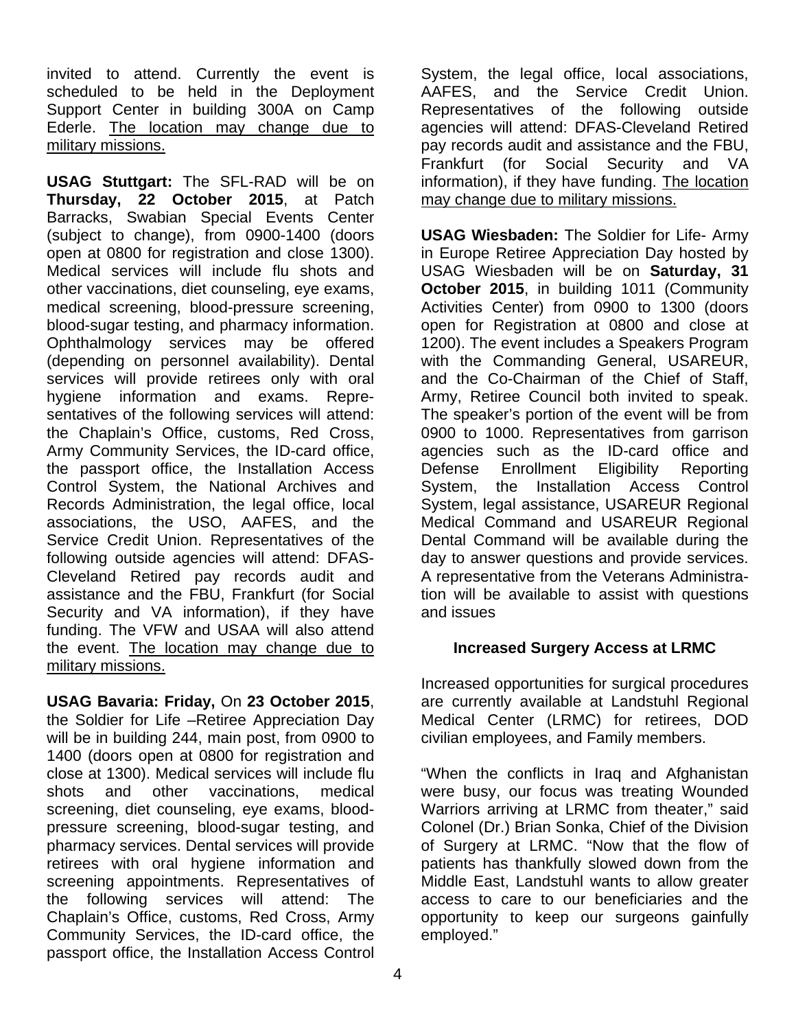invited to attend. Currently the event is scheduled to be held in the Deployment Support Center in building 300A on Camp Ederle. The location may change due to military missions.

**USAG Stuttgart:** The SFL-RAD will be on **Thursday, 22 October 2015**, at Patch Barracks, Swabian Special Events Center (subject to change), from 0900-1400 (doors open at 0800 for registration and close 1300). Medical services will include flu shots and other vaccinations, diet counseling, eye exams, medical screening, blood-pressure screening, blood-sugar testing, and pharmacy information. Ophthalmology services may be offered (depending on personnel availability). Dental services will provide retirees only with oral hygiene information and exams. Representatives of the following services will attend: the Chaplain's Office, customs, Red Cross, Army Community Services, the ID-card office, the passport office, the Installation Access Control System, the National Archives and Records Administration, the legal office, local associations, the USO, AAFES, and the Service Credit Union. Representatives of the following outside agencies will attend: DFAS-Cleveland Retired pay records audit and assistance and the FBU, Frankfurt (for Social Security and VA information), if they have funding. The VFW and USAA will also attend the event. The location may change due to military missions.

**USAG Bavaria: Friday,** On **23 October 2015**, the Soldier for Life –Retiree Appreciation Day will be in building 244, main post, from 0900 to 1400 (doors open at 0800 for registration and close at 1300). Medical services will include flu shots and other vaccinations, medical screening, diet counseling, eye exams, blood-pressure screening, blood-sugar testing, and pharmacy services. Dental services will provide retirees with oral hygiene information and screening appointments. Representatives of the following services will attend: The Chaplain's Office, customs, Red Cross, Army Community Services, the ID-card office, the passport office, the Installation Access Control System, the legal office, local associations, AAFES, and the Service Credit Union. Representatives of the following outside agencies will attend: DFAS-Cleveland Retired pay records audit and assistance and the FBU, Frankfurt (for Social Security and VA information), if they have funding. The location may change due to military missions.

**USAG Wiesbaden:** The Soldier for Life- Army in Europe Retiree Appreciation Day hosted by USAG Wiesbaden will be on **Saturday, 31 October 2015**, in building 1011 (Community Activities Center) from 0900 to 1300 (doors open for Registration at 0800 and close at 1200). The event includes a Speakers Program with the Commanding General, USAREUR, and the Co-Chairman of the Chief of Staff, Army, Retiree Council both invited to speak. The speaker's portion of the event will be from 0900 to 1000. Representatives from garrison agencies such as the ID-card office and Defense Enrollment Eligibility Reporting System, the Installation Access Control System, legal assistance, USAREUR Regional Medical Command and USAREUR Regional Dental Command will be available during the day to answer questions and provide services. A representative from the Veterans Administration will be available to assist with questions and issues

## Increased Surgery Access at LRMC

Increased opportunities for surgical procedures are currently available at Landstuhl Regional Medical Center (LRMC) for retirees, DOD civilian employees, and Family members.

"When the conflicts in Iraq and Afghanistan were busy, our focus was treating Wounded Warriors arriving at LRMC from theater," said Colonel (Dr.) Brian Sonka, Chief of the Division of Surgery at LRMC. "Now that the flow of patients has thankfully slowed down from the Middle East, Landstuhl wants to allow greater access to care to our beneficiaries and the opportunity to keep our surgeons gainfully employed."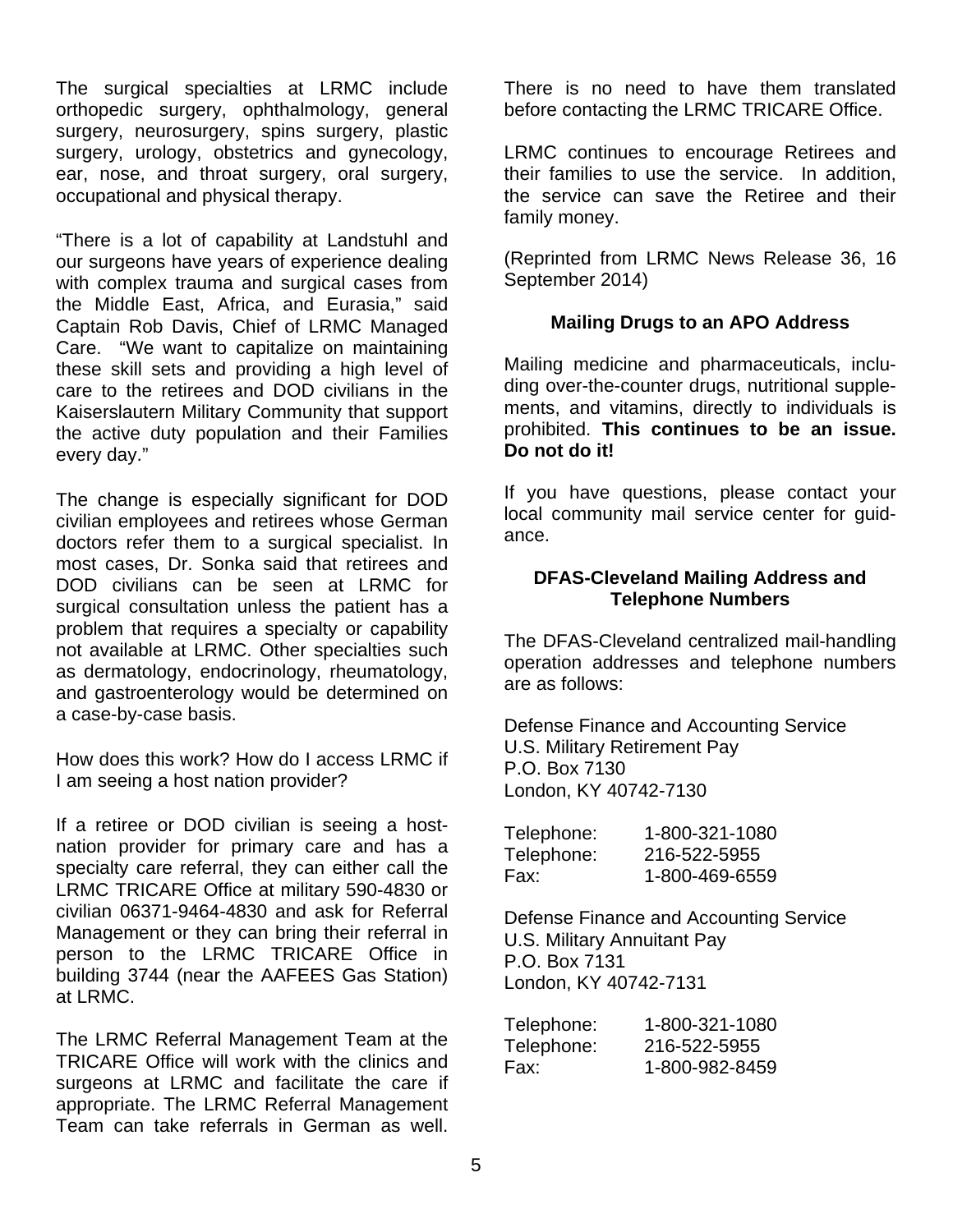The surgical specialties at LRMC include orthopedic surgery, ophthalmology, general surgery, neurosurgery, spins surgery, plastic surgery, urology, obstetrics and gynecology, ear, nose, and throat surgery, oral surgery, occupational and physical therapy.

"There is a lot of capability at Landstuhl and our surgeons have years of experience dealing with complex trauma and surgical cases from the Middle East, Africa, and Eurasia," said Captain Rob Davis, Chief of LRMC Managed Care. "We want to capitalize on maintaining these skill sets and providing a high level of care to the retirees and DOD civilians in the Kaiserslautern Military Community that support the active duty population and their Families every day."

The change is especially significant for DOD civilian employees and retirees whose German doctors refer them to a surgical specialist. In most cases, Dr. Sonka said that retirees and DOD civilians can be seen at LRMC for surgical consultation unless the patient has a problem that requires a specialty or capability not available at LRMC. Other specialties such as dermatology, endocrinology, rheumatology, and gastroenterology would be determined on a case-by-case basis.

How does this work? How do I access LRMC if I am seeing a host nation provider?

If a retiree or DOD civilian is seeing a host-nation provider for primary care and has a specialty care referral, they can either call the LRMC TRICARE Office at military 590-4830 or civilian 06371-9464-4830 and ask for Referral Management or they can bring their referral in person to the LRMC TRICARE Office in building 3744 (near the AAFEES Gas Station) at LRMC.

The LRMC Referral Management Team at the TRICARE Office will work with the clinics and surgeons at LRMC and facilitate the care if appropriate. The LRMC Referral Management Team can take referrals in German as well. There is no need to have them translated before contacting the LRMC TRICARE Office.

LRMC continues to encourage Retirees and their families to use the service. In addition, the service can save the Retiree and their family money.

(Reprinted from LRMC News Release 36, 16 September 2014)

### Mailing Drugs to an APO Address

Mailing medicine and pharmaceuticals, including over-the-counter drugs, nutritional supplements, and vitamins, directly to individuals is prohibited. **This continues to be an issue. Do not do it!**

If you have questions, please contact your local community mail service center for guidance.

### DFAS-Cleveland Mailing Address and Telephone Numbers

The DFAS-Cleveland centralized mail-handling operation addresses and telephone numbers are as follows:

Defense Finance and Accounting Service
U.S. Military Retirement Pay
P.O. Box 7130
London, KY 40742-7130

| | |
|---|---|
| Telephone: | 1-800-321-1080 |
| Telephone: | 216-522-5955 |
| Fax: | 1-800-469-6559 |

Defense Finance and Accounting Service
U.S. Military Annuitant Pay
P.O. Box 7131
London, KY 40742-7131

| | |
|---|---|
| Telephone: | 1-800-321-1080 |
| Telephone: | 216-522-5955 |
| Fax: | 1-800-982-8459 |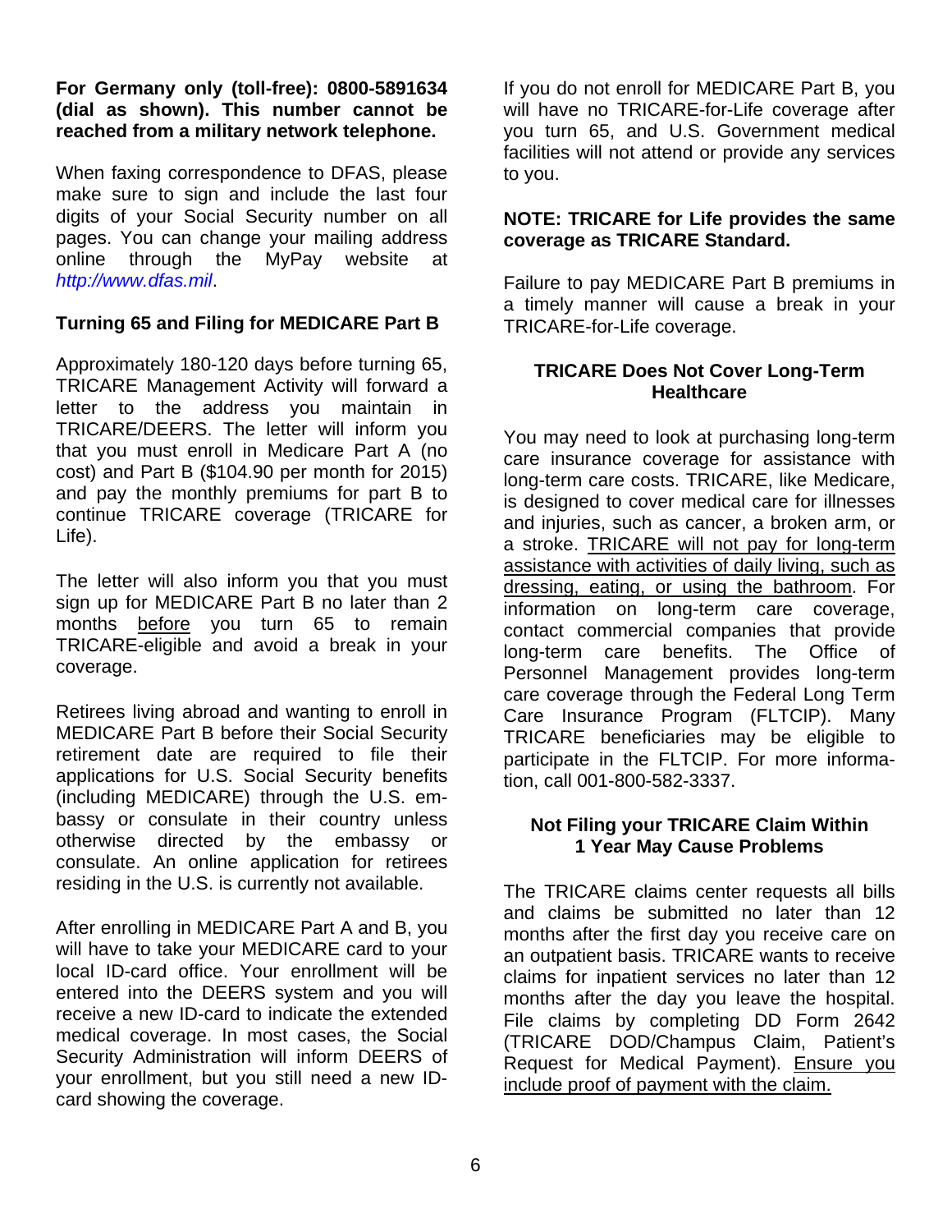**For Germany only (toll-free): 0800-5891634 (dial as shown). This number cannot be reached from a military network telephone.**

When faxing correspondence to DFAS, please make sure to sign and include the last four digits of your Social Security number on all pages. You can change your mailing address online through the MyPay website at *http://www.dfas.mil*.

### Turning 65 and Filing for MEDICARE Part B

Approximately 180-120 days before turning 65, TRICARE Management Activity will forward a letter to the address you maintain in TRICARE/DEERS. The letter will inform you that you must enroll in Medicare Part A (no cost) and Part B ($104.90 per month for 2015) and pay the monthly premiums for part B to continue TRICARE coverage (TRICARE for Life).

The letter will also inform you that you must sign up for MEDICARE Part B no later than 2 months <u>before</u> you turn 65 to remain TRICARE-eligible and avoid a break in your coverage.

Retirees living abroad and wanting to enroll in MEDICARE Part B before their Social Security retirement date are required to file their applications for U.S. Social Security benefits (including MEDICARE) through the U.S. embassy or consulate in their country unless otherwise directed by the embassy or consulate. An online application for retirees residing in the U.S. is currently not available.

After enrolling in MEDICARE Part A and B, you will have to take your MEDICARE card to your local ID-card office. Your enrollment will be entered into the DEERS system and you will receive a new ID-card to indicate the extended medical coverage. In most cases, the Social Security Administration will inform DEERS of your enrollment, but you still need a new ID-card showing the coverage.

If you do not enroll for MEDICARE Part B, you will have no TRICARE-for-Life coverage after you turn 65, and U.S. Government medical facilities will not attend or provide any services to you.

**NOTE: TRICARE for Life provides the same coverage as TRICARE Standard.**

Failure to pay MEDICARE Part B premiums in a timely manner will cause a break in your TRICARE-for-Life coverage.

### TRICARE Does Not Cover Long-Term Healthcare

You may need to look at purchasing long-term care insurance coverage for assistance with long-term care costs. TRICARE, like Medicare, is designed to cover medical care for illnesses and injuries, such as cancer, a broken arm, or a stroke. <u>TRICARE will not pay for long-term assistance with activities of daily living, such as dressing, eating, or using the bathroom</u>. For information on long-term care coverage, contact commercial companies that provide long-term care benefits. The Office of Personnel Management provides long-term care coverage through the Federal Long Term Care Insurance Program (FLTCIP). Many TRICARE beneficiaries may be eligible to participate in the FLTCIP. For more information, call 001-800-582-3337.

### Not Filing your TRICARE Claim Within 1 Year May Cause Problems

The TRICARE claims center requests all bills and claims be submitted no later than 12 months after the first day you receive care on an outpatient basis. TRICARE wants to receive claims for inpatient services no later than 12 months after the day you leave the hospital. File claims by completing DD Form 2642 (TRICARE DOD/Champus Claim, Patient's Request for Medical Payment). <u>Ensure you include proof of payment with the claim.</u>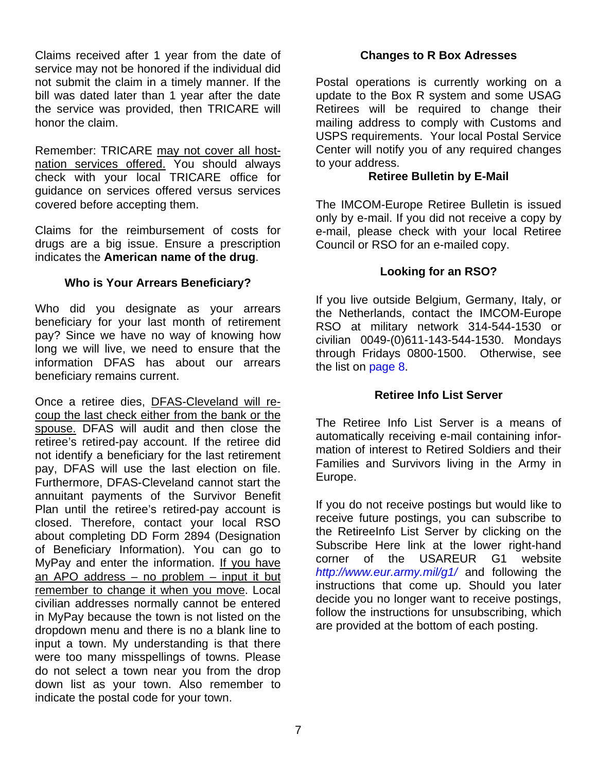Claims received after 1 year from the date of service may not be honored if the individual did not submit the claim in a timely manner. If the bill was dated later than 1 year after the date the service was provided, then TRICARE will honor the claim.

Remember: TRICARE may not cover all host-nation services offered. You should always check with your local TRICARE office for guidance on services offered versus services covered before accepting them.

Claims for the reimbursement of costs for drugs are a big issue. Ensure a prescription indicates the **American name of the drug**.

### Who is Your Arrears Beneficiary?

Who did you designate as your arrears beneficiary for your last month of retirement pay? Since we have no way of knowing how long we will live, we need to ensure that the information DFAS has about our arrears beneficiary remains current.

Once a retiree dies, DFAS-Cleveland will recoup the last check either from the bank or the spouse. DFAS will audit and then close the retiree's retired-pay account. If the retiree did not identify a beneficiary for the last retirement pay, DFAS will use the last election on file. Furthermore, DFAS-Cleveland cannot start the annuitant payments of the Survivor Benefit Plan until the retiree's retired-pay account is closed. Therefore, contact your local RSO about completing DD Form 2894 (Designation of Beneficiary Information). You can go to MyPay and enter the information. If you have an APO address – no problem – input it but remember to change it when you move. Local civilian addresses normally cannot be entered in MyPay because the town is not listed on the dropdown menu and there is no a blank line to input a town. My understanding is that there were too many misspellings of towns. Please do not select a town near you from the drop down list as your town. Also remember to indicate the postal code for your town.

### Changes to R Box Adresses

Postal operations is currently working on a update to the Box R system and some USAG Retirees will be required to change their mailing address to comply with Customs and USPS requirements. Your local Postal Service Center will notify you of any required changes to your address.

### Retiree Bulletin by E-Mail

The IMCOM-Europe Retiree Bulletin is issued only by e-mail. If you did not receive a copy by e-mail, please check with your local Retiree Council or RSO for an e-mailed copy.

### Looking for an RSO?

If you live outside Belgium, Germany, Italy, or the Netherlands, contact the IMCOM-Europe RSO at military network 314-544-1530 or civilian 0049-(0)611-143-544-1530. Mondays through Fridays 0800-1500. Otherwise, see the list on page 8.

### Retiree Info List Server

The Retiree Info List Server is a means of automatically receiving e-mail containing information of interest to Retired Soldiers and their Families and Survivors living in the Army in Europe.

If you do not receive postings but would like to receive future postings, you can subscribe to the RetireeInfo List Server by clicking on the Subscribe Here link at the lower right-hand corner of the USAREUR G1 website *http://www.eur.army.mil/g1/* and following the instructions that come up. Should you later decide you no longer want to receive postings, follow the instructions for unsubscribing, which are provided at the bottom of each posting.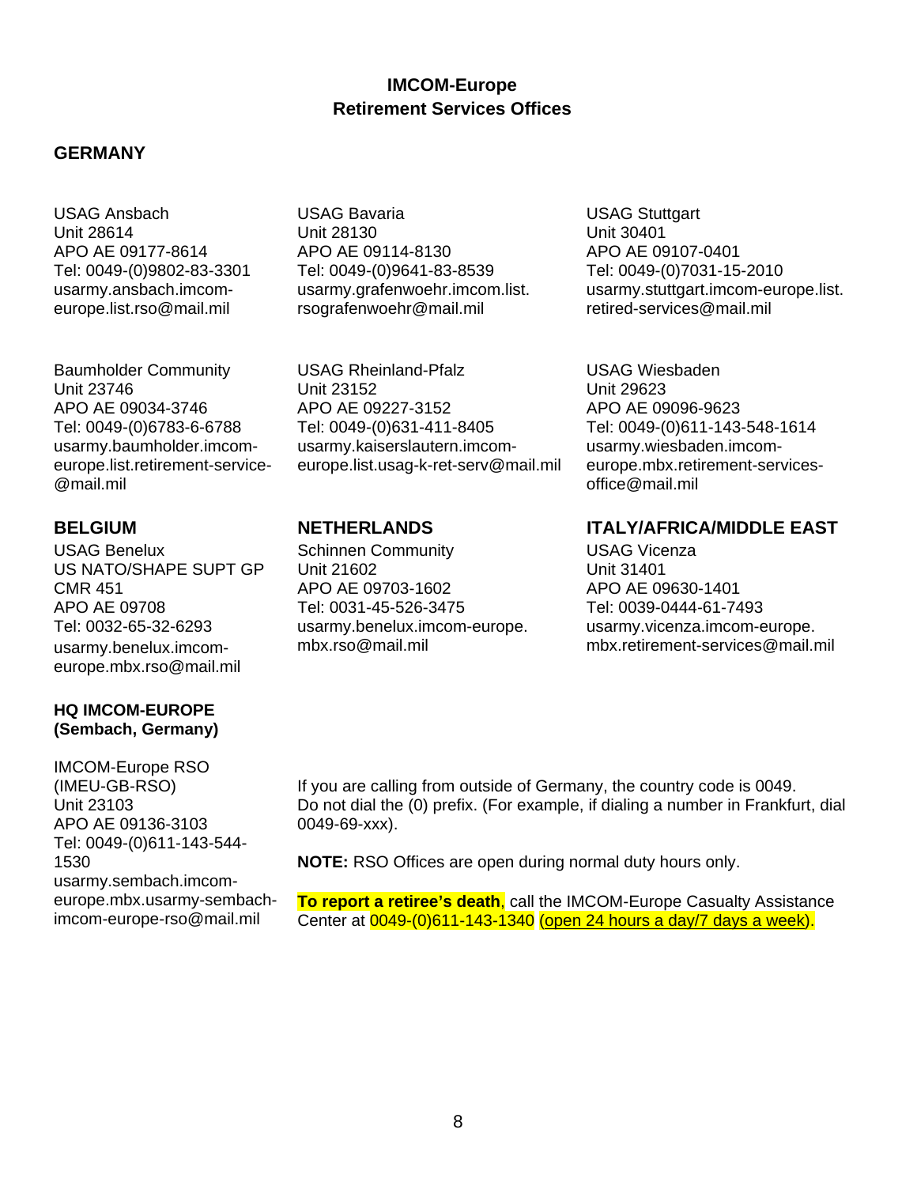# IMCOM-Europe
# Retirement Services Offices

## GERMANY

USAG Ansbach
Unit 28614
APO AE 09177-8614
Tel: 0049-(0)9802-83-3301
usarmy.ansbach.imcom-europe.list.rso@mail.mil

USAG Bavaria
Unit 28130
APO AE 09114-8130
Tel: 0049-(0)9641-83-8539
usarmy.grafenwoehr.imcom.list.rsografenwoehr@mail.mil

USAG Stuttgart
Unit 30401
APO AE 09107-0401
Tel: 0049-(0)7031-15-2010
usarmy.stuttgart.imcom-europe.list.retired-services@mail.mil

Baumholder Community
Unit 23746
APO AE 09034-3746
Tel: 0049-(0)6783-6-6788
usarmy.baumholder.imcom-europe.list.retirement-service-@mail.mil

USAG Rheinland-Pfalz
Unit 23152
APO AE 09227-3152
Tel: 0049-(0)631-411-8405
usarmy.kaiserslautern.imcom-europe.list.usag-k-ret-serv@mail.mil

USAG Wiesbaden
Unit 29623
APO AE 09096-9623
Tel: 0049-(0)611-143-548-1614
usarmy.wiesbaden.imcom-europe.mbx.retirement-services-office@mail.mil

## BELGIUM

USAG Benelux
US NATO/SHAPE SUPT GP
CMR 451
APO AE 09708
Tel: 0032-65-32-6293
usarmy.benelux.imcom-europe.mbx.rso@mail.mil

## NETHERLANDS

Schinnen Community
Unit 21602
APO AE 09703-1602
Tel: 0031-45-526-3475
usarmy.benelux.imcom-europe.mbx.rso@mail.mil

## ITALY/AFRICA/MIDDLE EAST

USAG Vicenza
Unit 31401
APO AE 09630-1401
Tel: 0039-0444-61-7493
usarmy.vicenza.imcom-europe.mbx.retirement-services@mail.mil

### HQ IMCOM-EUROPE (Sembach, Germany)

IMCOM-Europe RSO
(IMEU-GB-RSO)
Unit 23103
APO AE 09136-3103
Tel: 0049-(0)611-143-544-1530
usarmy.sembach.imcom-europe.mbx.usarmy-sembach-imcom-europe-rso@mail.mil

If you are calling from outside of Germany, the country code is 0049. Do not dial the (0) prefix. (For example, if dialing a number in Frankfurt, dial 0049-69-xxx).

**NOTE:** RSO Offices are open during normal duty hours only.

**To report a retiree's death**, call the IMCOM-Europe Casualty Assistance Center at 0049-(0)611-143-1340 (open 24 hours a day/7 days a week).